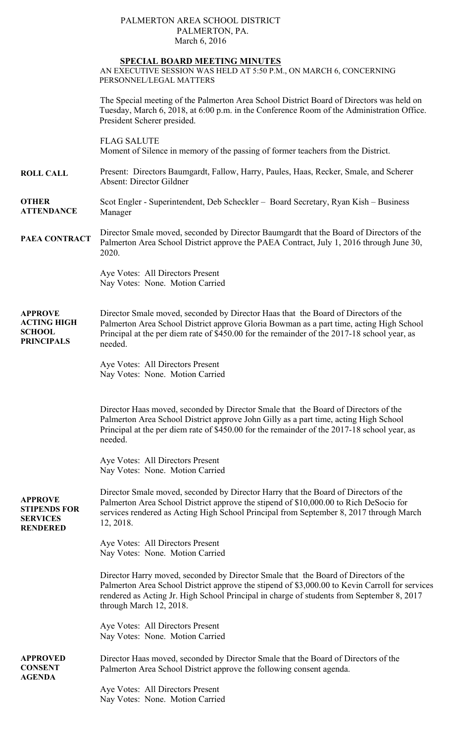PALMERTON AREA SCHOOL DISTRICT
PALMERTON, PA.
March 6, 2016

# SPECIAL BOARD MEETING MINUTES

AN EXECUTIVE SESSION WAS HELD AT 5:50 P.M., ON MARCH 6, CONCERNING PERSONNEL/LEGAL MATTERS

The Special meeting of the Palmerton Area School District Board of Directors was held on Tuesday, March 6, 2018, at 6:00 p.m. in the Conference Room of the Administration Office. President Scherer presided.

FLAG SALUTE
Moment of Silence in memory of the passing of former teachers from the District.

**ROLL CALL**

Present: Directors Baumgardt, Fallow, Harry, Paules, Haas, Recker, Smale, and Scherer
Absent: Director Gildner

**OTHER ATTENDANCE**

Scot Engler - Superintendent, Deb Scheckler – Board Secretary, Ryan Kish – Business Manager

**PAEA CONTRACT**

Director Smale moved, seconded by Director Baumgardt that the Board of Directors of the Palmerton Area School District approve the PAEA Contract, July 1, 2016 through June 30, 2020.

Aye Votes: All Directors Present
Nay Votes: None. Motion Carried

**APPROVE ACTING HIGH SCHOOL PRINCIPALS**

Director Smale moved, seconded by Director Haas that the Board of Directors of the Palmerton Area School District approve Gloria Bowman as a part time, acting High School Principal at the per diem rate of $450.00 for the remainder of the 2017-18 school year, as needed.

Aye Votes: All Directors Present
Nay Votes: None. Motion Carried

Director Haas moved, seconded by Director Smale that the Board of Directors of the Palmerton Area School District approve John Gilly as a part time, acting High School Principal at the per diem rate of $450.00 for the remainder of the 2017-18 school year, as needed.

Aye Votes: All Directors Present
Nay Votes: None. Motion Carried

**APPROVE STIPENDS FOR SERVICES RENDERED**

Director Smale moved, seconded by Director Harry that the Board of Directors of the Palmerton Area School District approve the stipend of $10,000.00 to Rich DeSocio for services rendered as Acting High School Principal from September 8, 2017 through March 12, 2018.

Aye Votes: All Directors Present
Nay Votes: None. Motion Carried

Director Harry moved, seconded by Director Smale that the Board of Directors of the Palmerton Area School District approve the stipend of $3,000.00 to Kevin Carroll for services rendered as Acting Jr. High School Principal in charge of students from September 8, 2017 through March 12, 2018.

Aye Votes: All Directors Present
Nay Votes: None. Motion Carried

**APPROVED CONSENT AGENDA**

Director Haas moved, seconded by Director Smale that the Board of Directors of the Palmerton Area School District approve the following consent agenda.

Aye Votes: All Directors Present
Nay Votes: None. Motion Carried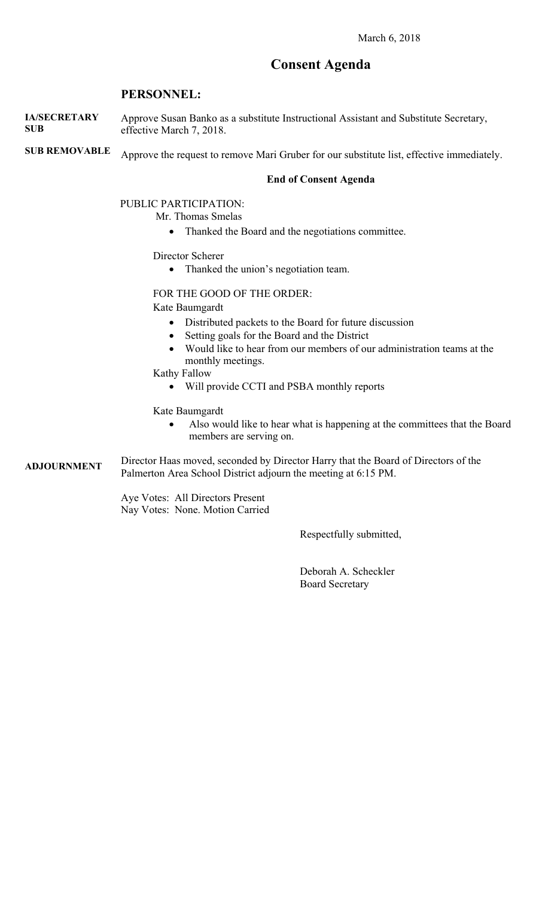March 6, 2018

# Consent Agenda

## PERSONNEL:

**IA/SECRETARY SUB** Approve Susan Banko as a substitute Instructional Assistant and Substitute Secretary, effective March 7, 2018.

**SUB REMOVABLE** Approve the request to remove Mari Gruber for our substitute list, effective immediately.

**End of Consent Agenda**

PUBLIC PARTICIPATION:

Mr. Thomas Smelas

- Thanked the Board and the negotiations committee.

Director Scherer

- Thanked the union's negotiation team.

FOR THE GOOD OF THE ORDER:

Kate Baumgardt

- Distributed packets to the Board for future discussion
- Setting goals for the Board and the District
- Would like to hear from our members of our administration teams at the monthly meetings.

Kathy Fallow

- Will provide CCTI and PSBA monthly reports

Kate Baumgardt

- Also would like to hear what is happening at the committees that the Board members are serving on.

**ADJOURNMENT** Director Haas moved, seconded by Director Harry that the Board of Directors of the Palmerton Area School District adjourn the meeting at 6:15 PM.

Aye Votes: All Directors Present
Nay Votes: None. Motion Carried

Respectfully submitted,

Deborah A. Scheckler
Board Secretary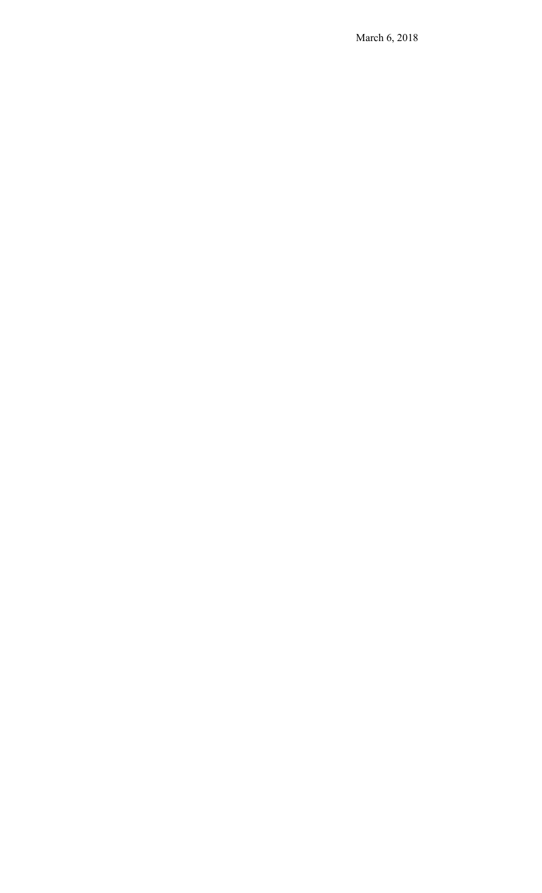March 6, 2018